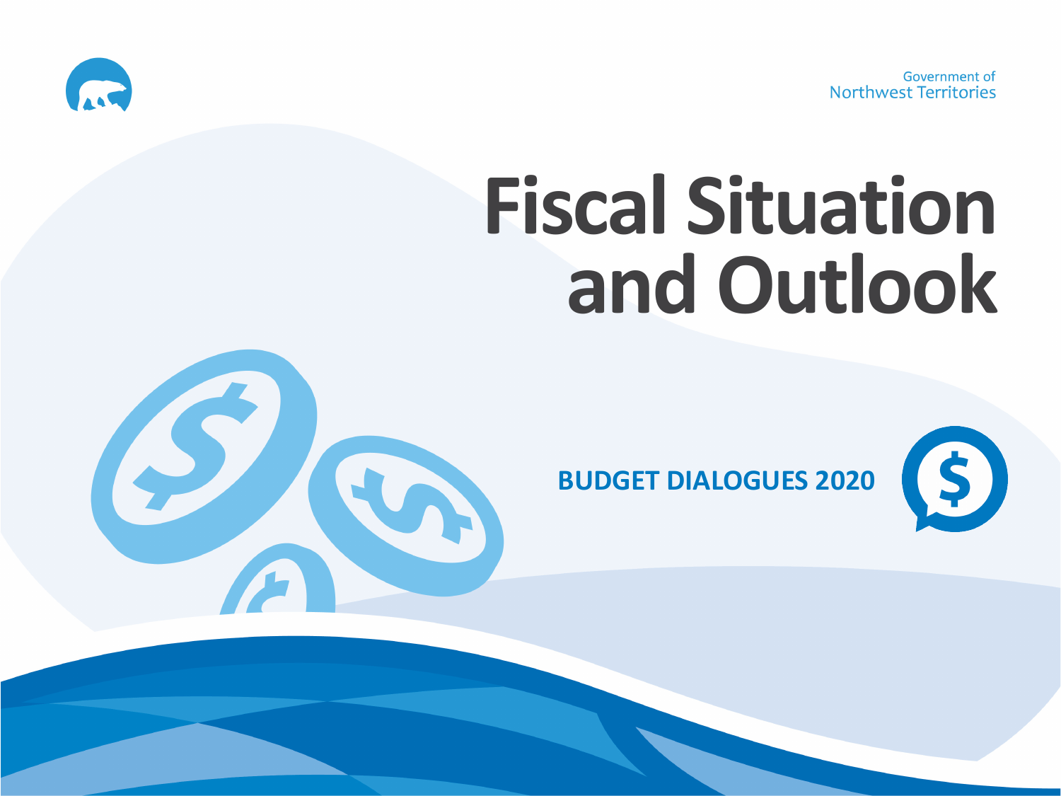Government of
Northwest Territories

# Fiscal Situation and Outlook

**BUDGET DIALOGUES 2020**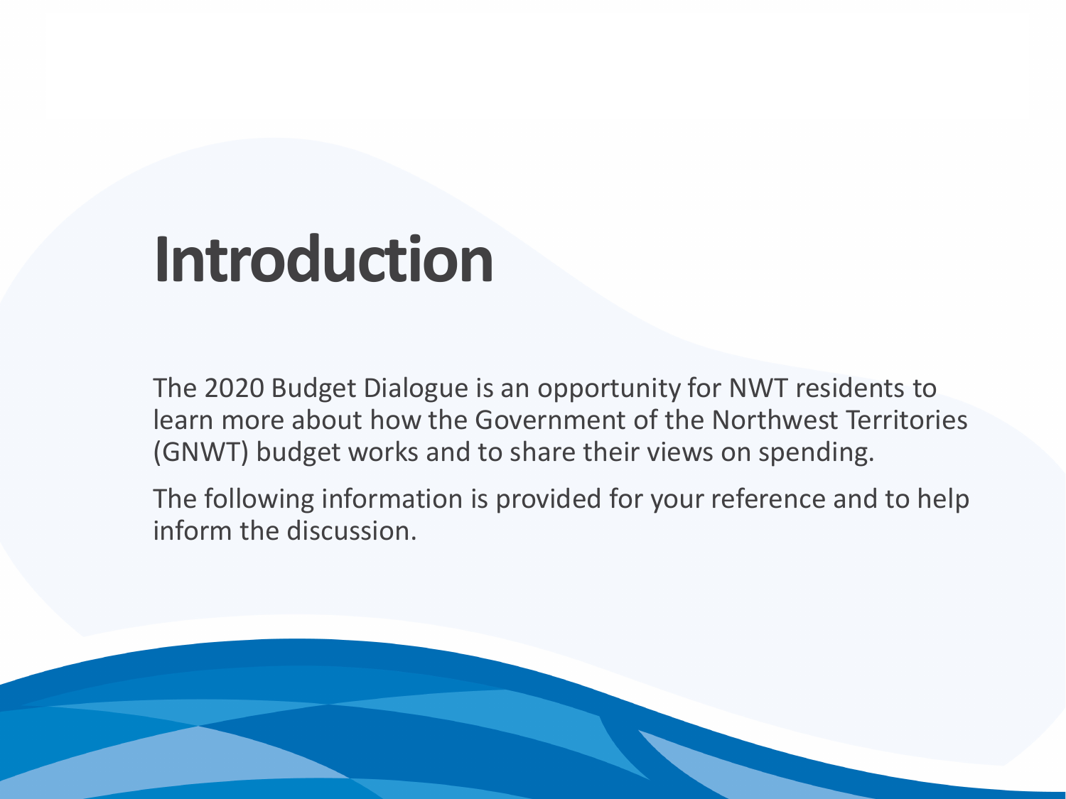# Introduction

The 2020 Budget Dialogue is an opportunity for NWT residents to learn more about how the Government of the Northwest Territories (GNWT) budget works and to share their views on spending.

The following information is provided for your reference and to help inform the discussion.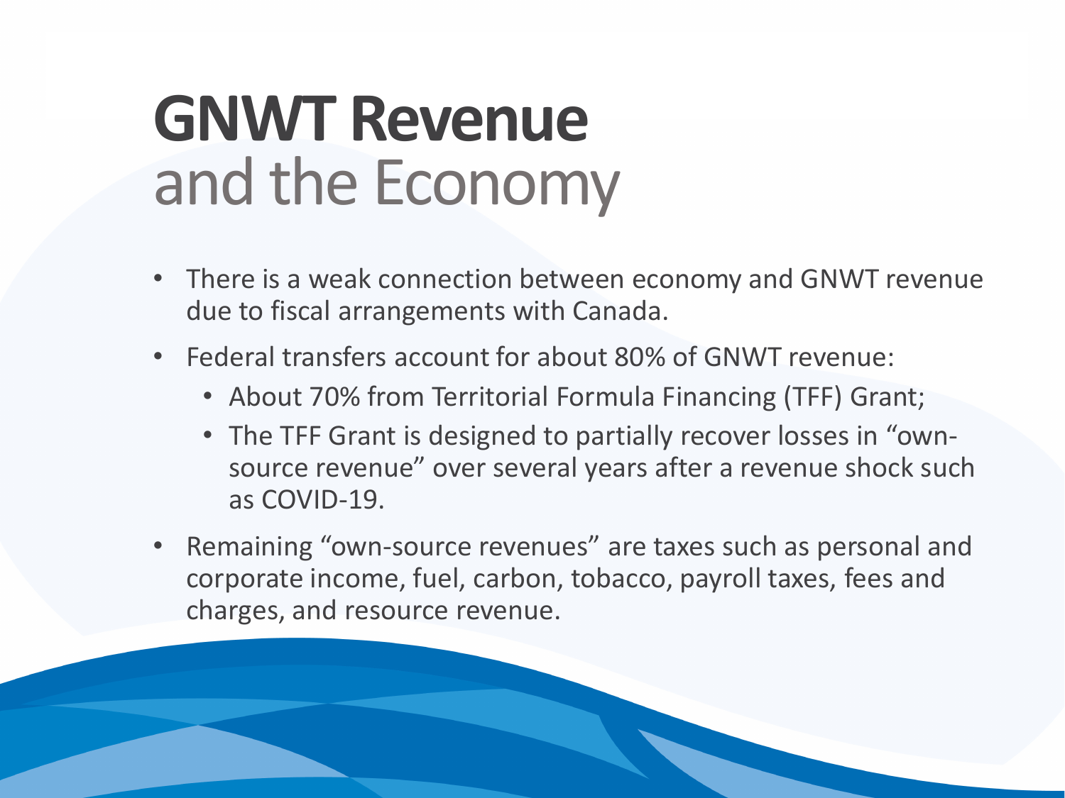# GNWT Revenue and the Economy

- There is a weak connection between economy and GNWT revenue due to fiscal arrangements with Canada.
- Federal transfers account for about 80% of GNWT revenue:
  - About 70% from Territorial Formula Financing (TFF) Grant;
  - The TFF Grant is designed to partially recover losses in "own-source revenue" over several years after a revenue shock such as COVID-19.
- Remaining "own-source revenues" are taxes such as personal and corporate income, fuel, carbon, tobacco, payroll taxes, fees and charges, and resource revenue.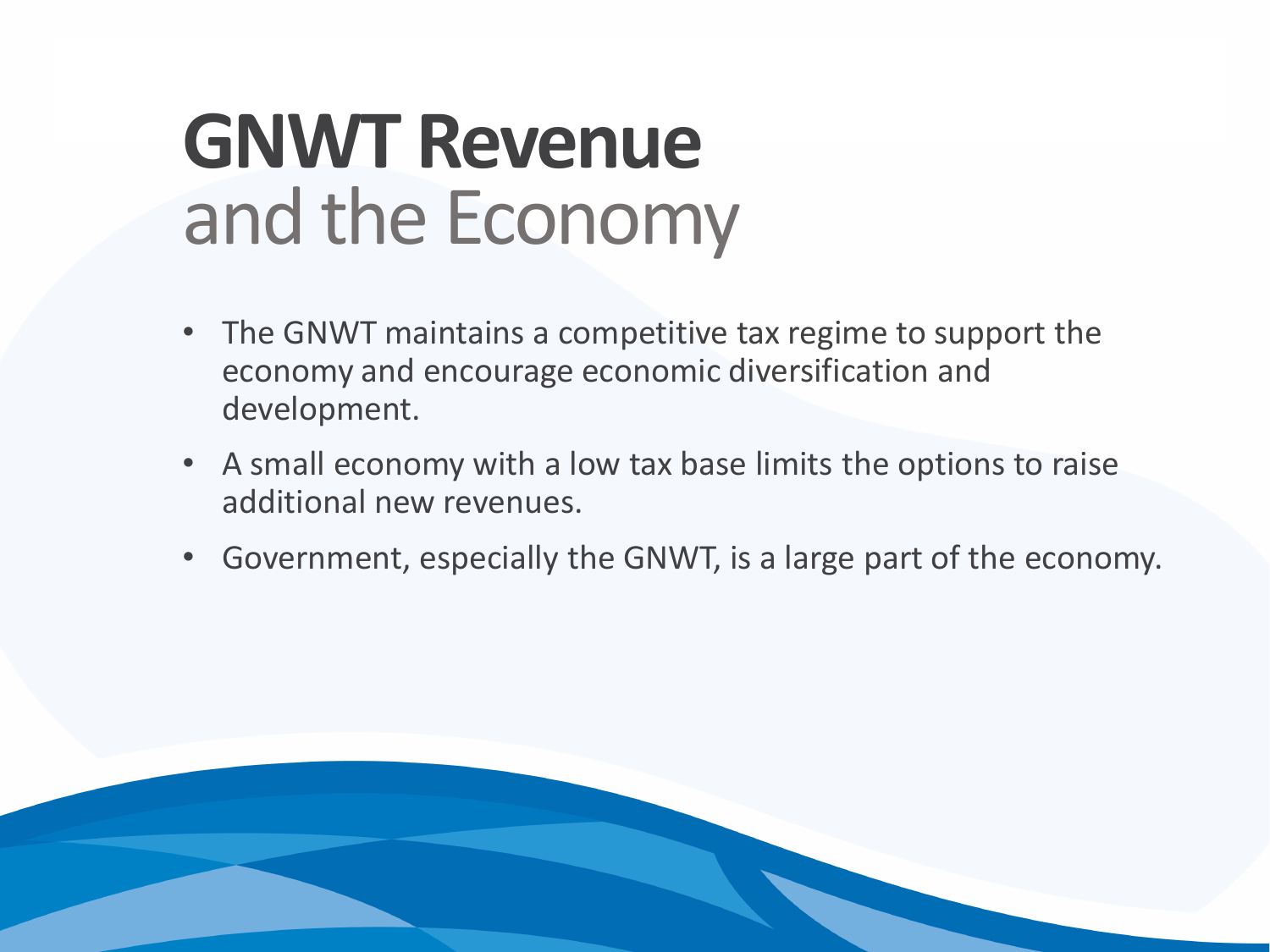# GNWT Revenue and the Economy

- The GNWT maintains a competitive tax regime to support the economy and encourage economic diversification and development.
- A small economy with a low tax base limits the options to raise additional new revenues.
- Government, especially the GNWT, is a large part of the economy.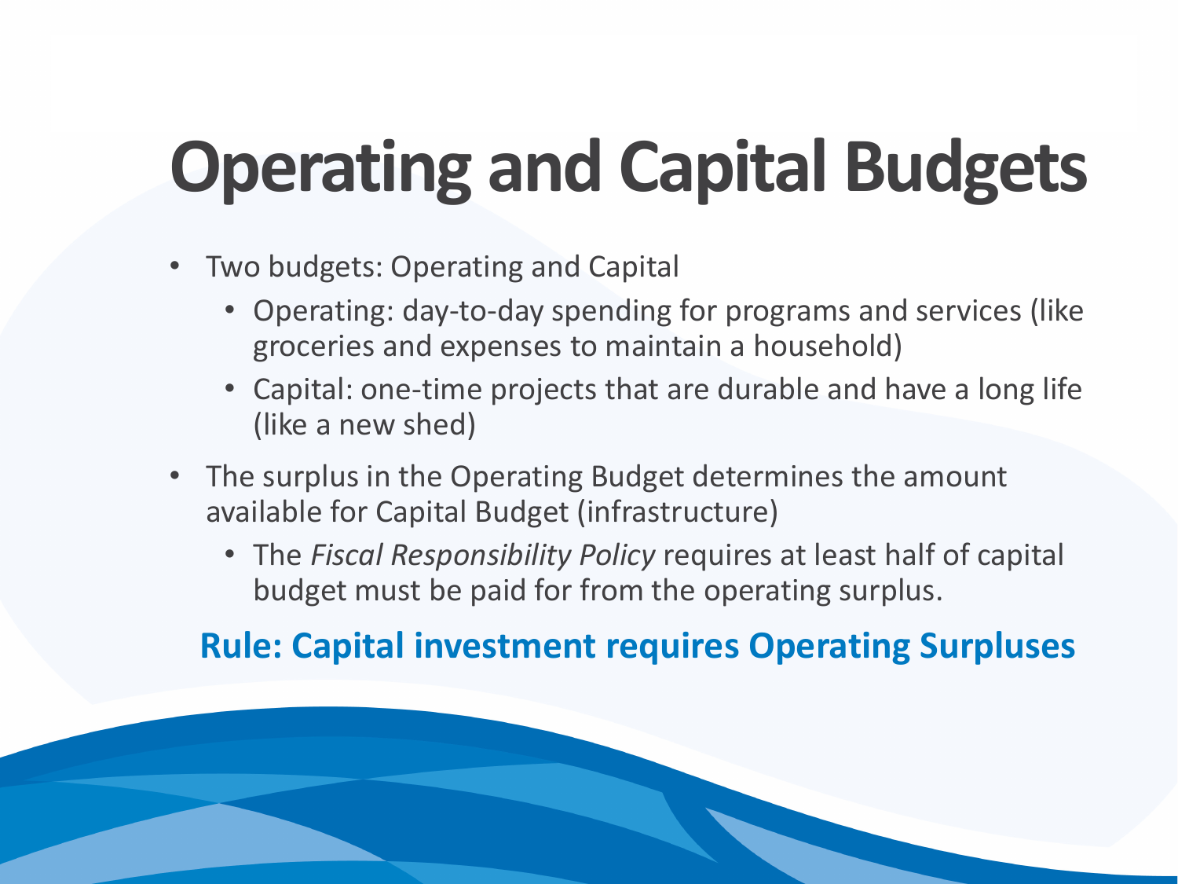# Operating and Capital Budgets

- Two budgets: Operating and Capital
  - Operating: day-to-day spending for programs and services (like groceries and expenses to maintain a household)
  - Capital: one-time projects that are durable and have a long life (like a new shed)
- The surplus in the Operating Budget determines the amount available for Capital Budget (infrastructure)
  - The *Fiscal Responsibility Policy* requires at least half of capital budget must be paid for from the operating surplus.

**Rule: Capital investment requires Operating Surpluses**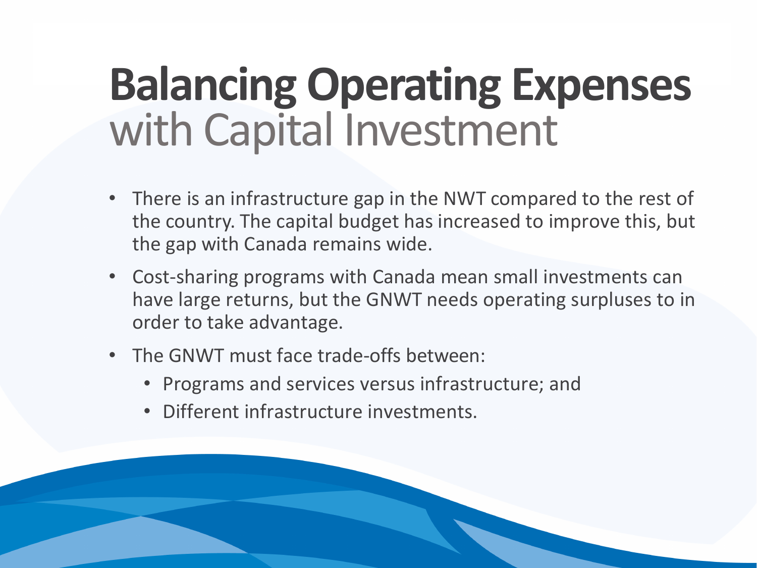# Balancing Operating Expenses with Capital Investment

- There is an infrastructure gap in the NWT compared to the rest of the country. The capital budget has increased to improve this, but the gap with Canada remains wide.
- Cost-sharing programs with Canada mean small investments can have large returns, but the GNWT needs operating surpluses to in order to take advantage.
- The GNWT must face trade-offs between:
  - Programs and services versus infrastructure; and
  - Different infrastructure investments.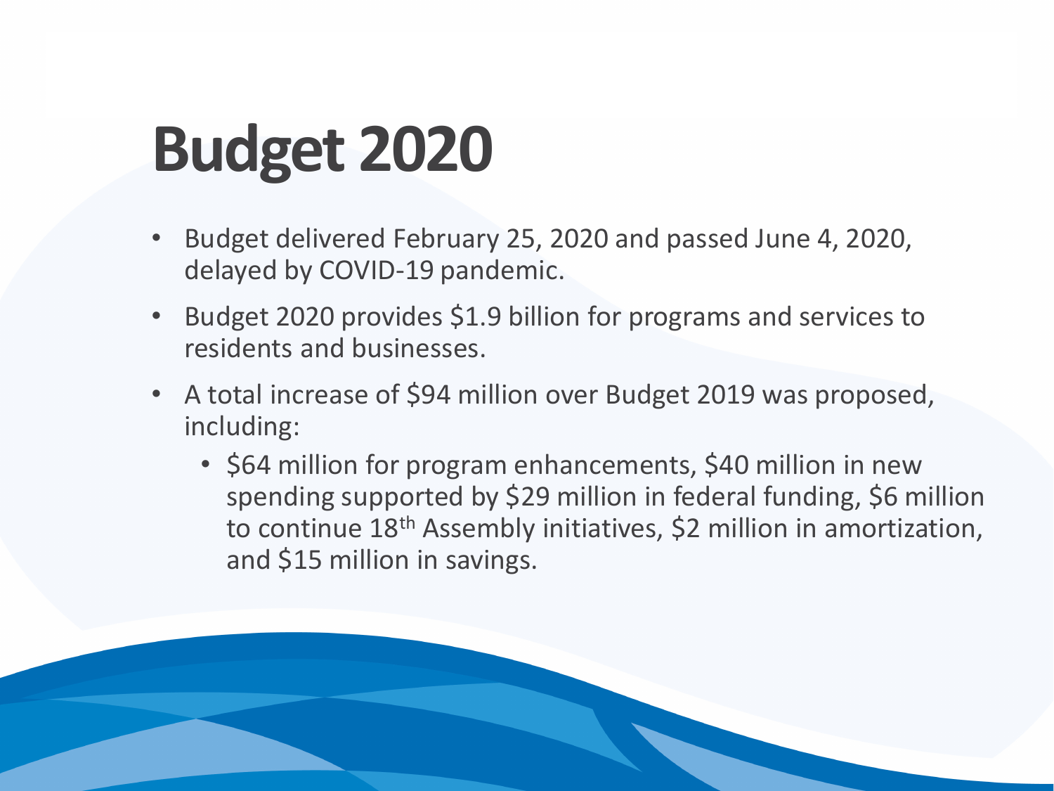# Budget 2020

- Budget delivered February 25, 2020 and passed June 4, 2020, delayed by COVID-19 pandemic.
- Budget 2020 provides $1.9 billion for programs and services to residents and businesses.
- A total increase of $94 million over Budget 2019 was proposed, including:
  - $64 million for program enhancements, $40 million in new spending supported by $29 million in federal funding, $6 million to continue 18th Assembly initiatives, $2 million in amortization, and $15 million in savings.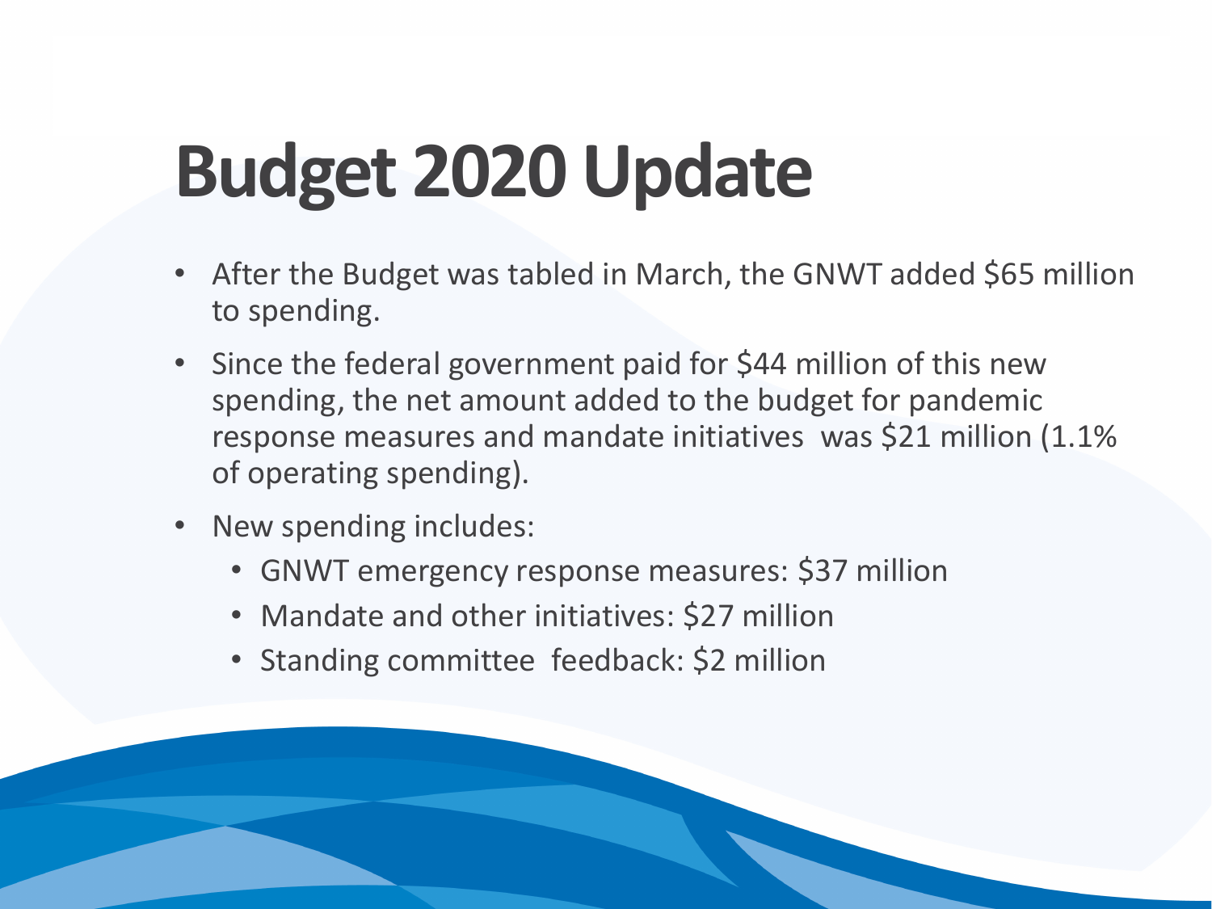# Budget 2020 Update

- After the Budget was tabled in March, the GNWT added $65 million to spending.
- Since the federal government paid for $44 million of this new spending, the net amount added to the budget for pandemic response measures and mandate initiatives was $21 million (1.1% of operating spending).
- New spending includes:
  - GNWT emergency response measures: $37 million
  - Mandate and other initiatives: $27 million
  - Standing committee feedback: $2 million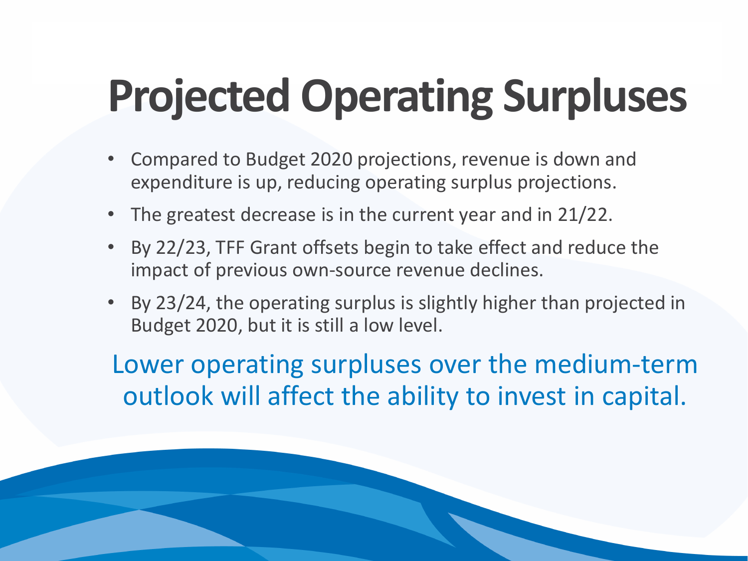# Projected Operating Surpluses

- Compared to Budget 2020 projections, revenue is down and expenditure is up, reducing operating surplus projections.
- The greatest decrease is in the current year and in 21/22.
- By 22/23, TFF Grant offsets begin to take effect and reduce the impact of previous own-source revenue declines.
- By 23/24, the operating surplus is slightly higher than projected in Budget 2020, but it is still a low level.

Lower operating surpluses over the medium-term outlook will affect the ability to invest in capital.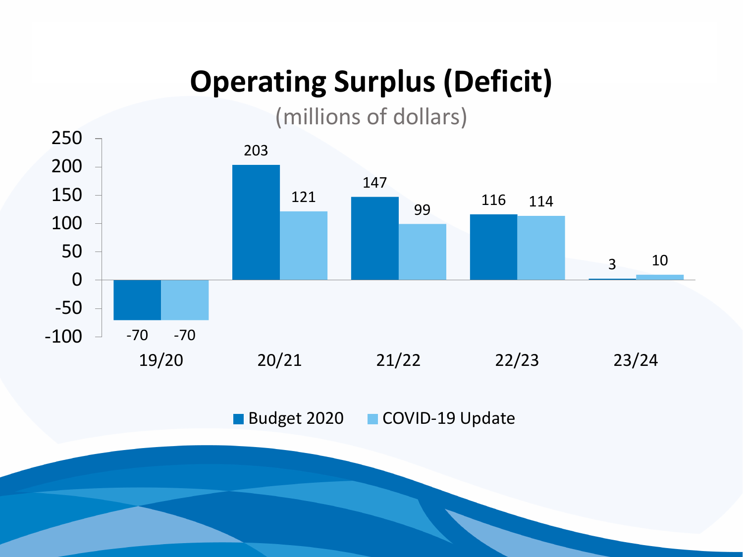# Operating Surplus (Deficit)

(millions of dollars)

| | 19/20 | 20/21 | 21/22 | 22/23 | 23/24 |
|---|---|---|---|---|---|
| Budget 2020 | -70 | 203 | 147 | 116 | 3 |
| COVID-19 Update | -70 | 121 | 99 | 114 | 10 |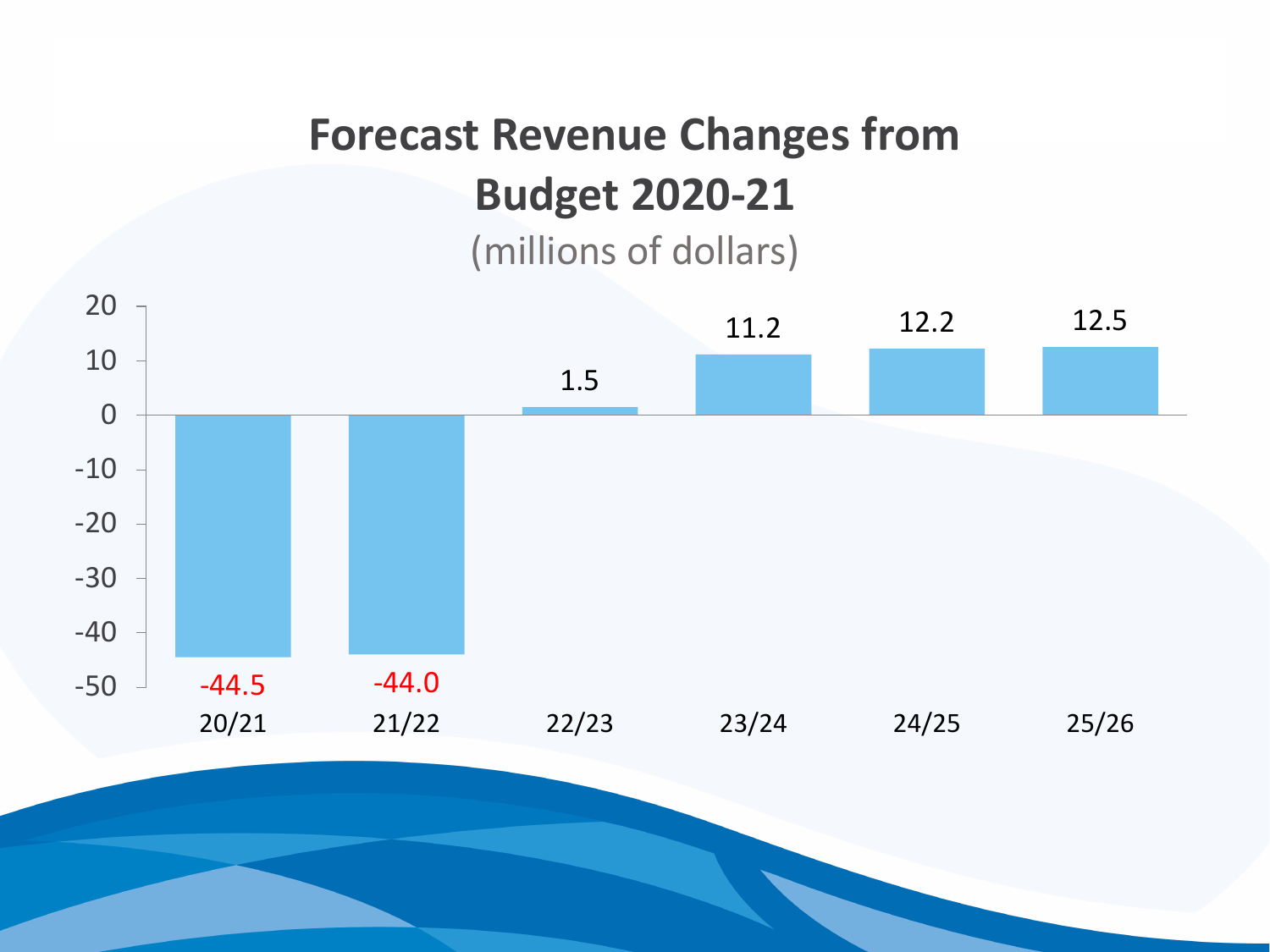# Forecast Revenue Changes from Budget 2020-21

(millions of dollars)

| Year | Change |
|---|---|
| 20/21 | -44.5 |
| 21/22 | -44.0 |
| 22/23 | 1.5 |
| 23/24 | 11.2 |
| 24/25 | 12.2 |
| 25/26 | 12.5 |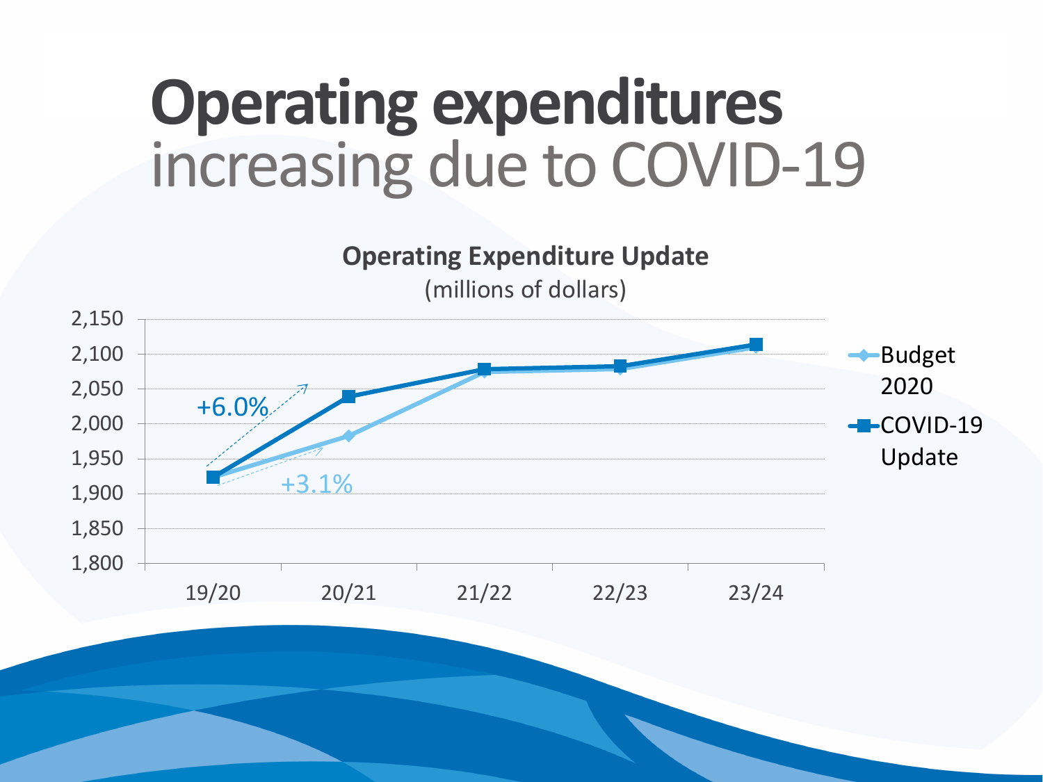# **Operating expenditures** increasing due to COVID-19

**Operating Expenditure Update**

(millions of dollars)

+6.0%

+3.1%

Budget 2020

COVID-19 Update

19/20 20/21 21/22 22/23 23/24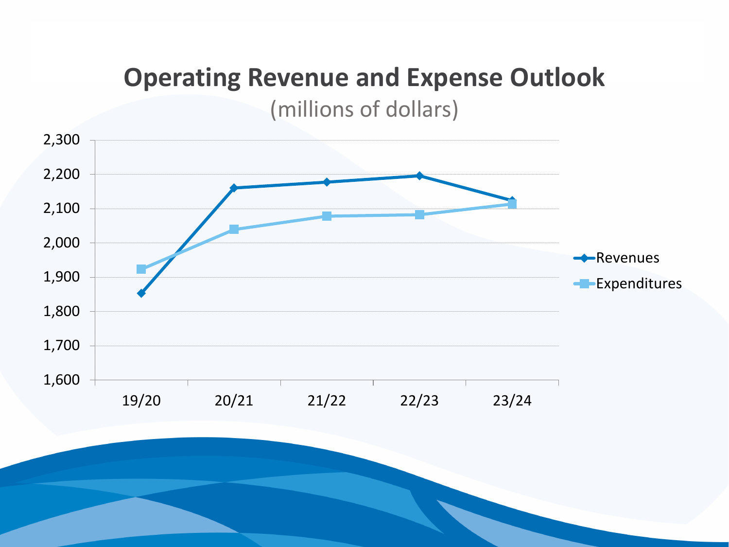# Operating Revenue and Expense Outlook

(millions of dollars)

| | 19/20 | 20/21 | 21/22 | 22/23 | 23/24 |
|---|---|---|---|---|---|
| Revenues | 1,853 | 2,161 | 2,178 | 2,196 | 2,124 |
| Expenditures | 1,923 | 2,040 | 2,079 | 2,083 | 2,113 |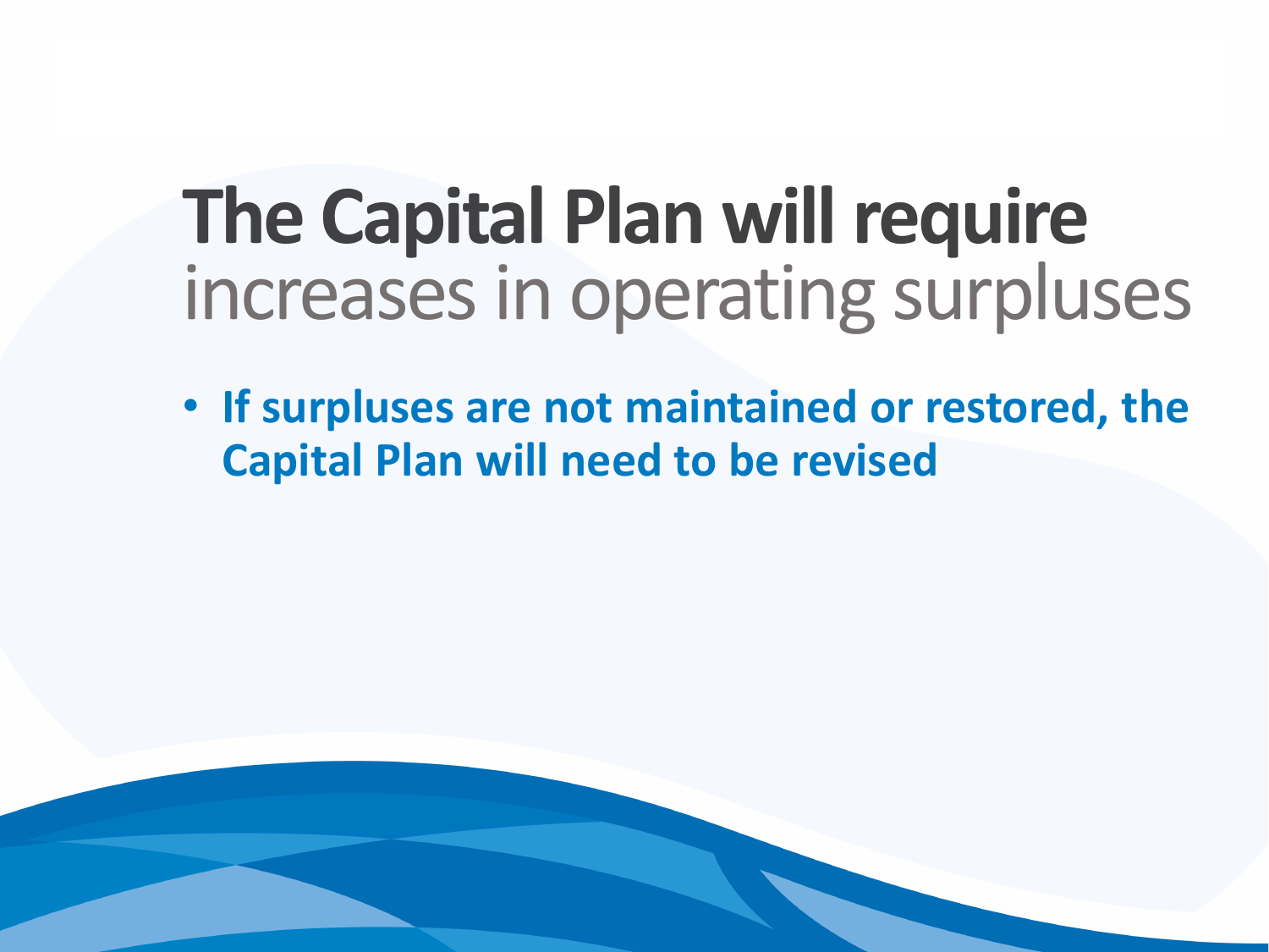# **The Capital Plan will require** increases in operating surpluses

- **If surpluses are not maintained or restored, the Capital Plan will need to be revised**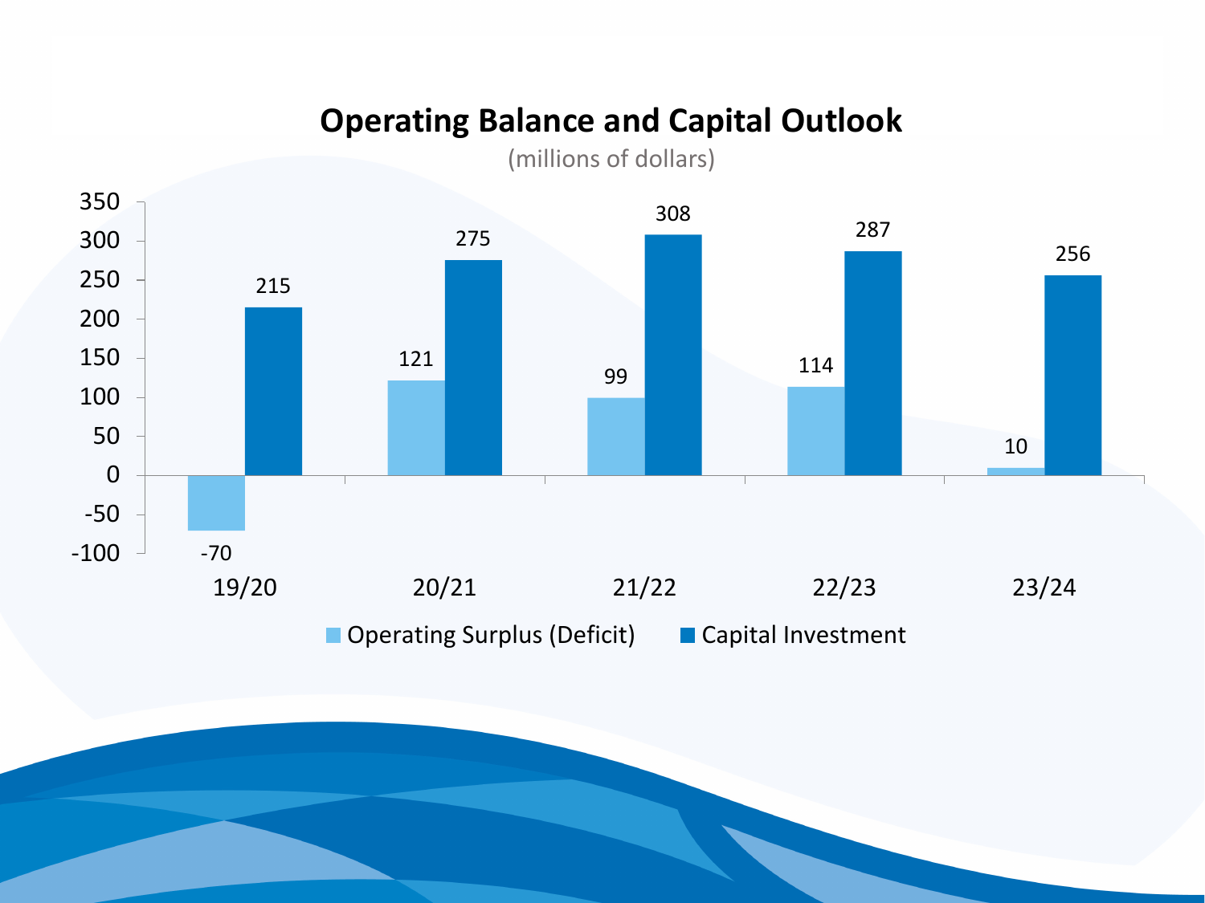## Operating Balance and Capital Outlook

(millions of dollars)

| | 19/20 | 20/21 | 21/22 | 22/23 | 23/24 |
|---|---|---|---|---|---|
| Operating Surplus (Deficit) | -70 | 121 | 99 | 114 | 10 |
| Capital Investment | 215 | 275 | 308 | 287 | 256 |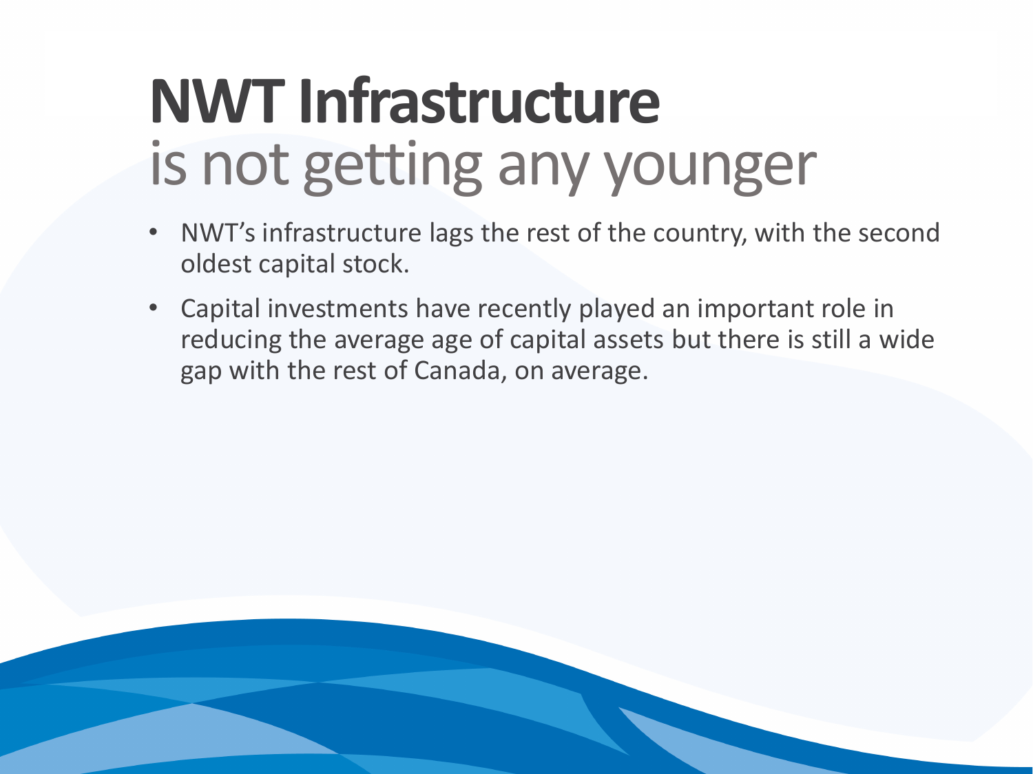# NWT Infrastructure is not getting any younger

- NWT's infrastructure lags the rest of the country, with the second oldest capital stock.
- Capital investments have recently played an important role in reducing the average age of capital assets but there is still a wide gap with the rest of Canada, on average.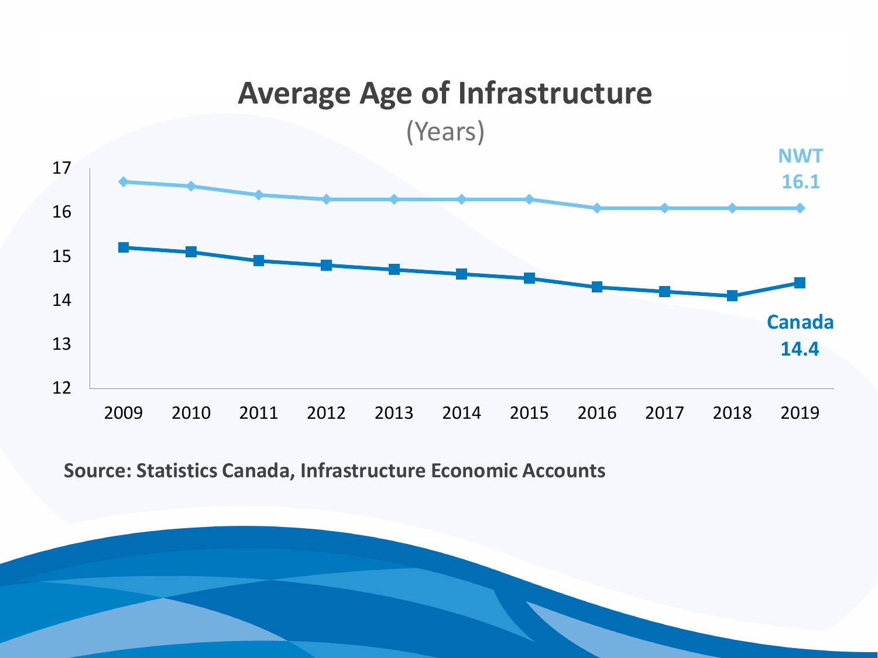# Average Age of Infrastructure

(Years)

| Year | NWT | Canada |
|---|---|---|
| 2009 | 16.7 | 15.2 |
| 2010 | 16.6 | 15.1 |
| 2011 | 16.4 | 14.9 |
| 2012 | 16.3 | 14.8 |
| 2013 | 16.3 | 14.7 |
| 2014 | 16.3 | 14.6 |
| 2015 | 16.3 | 14.5 |
| 2016 | 16.1 | 14.3 |
| 2017 | 16.1 | 14.2 |
| 2018 | 16.1 | 14.1 |
| 2019 | 16.1 | 14.4 |

NWT 16.1

Canada 14.4

**Source: Statistics Canada, Infrastructure Economic Accounts**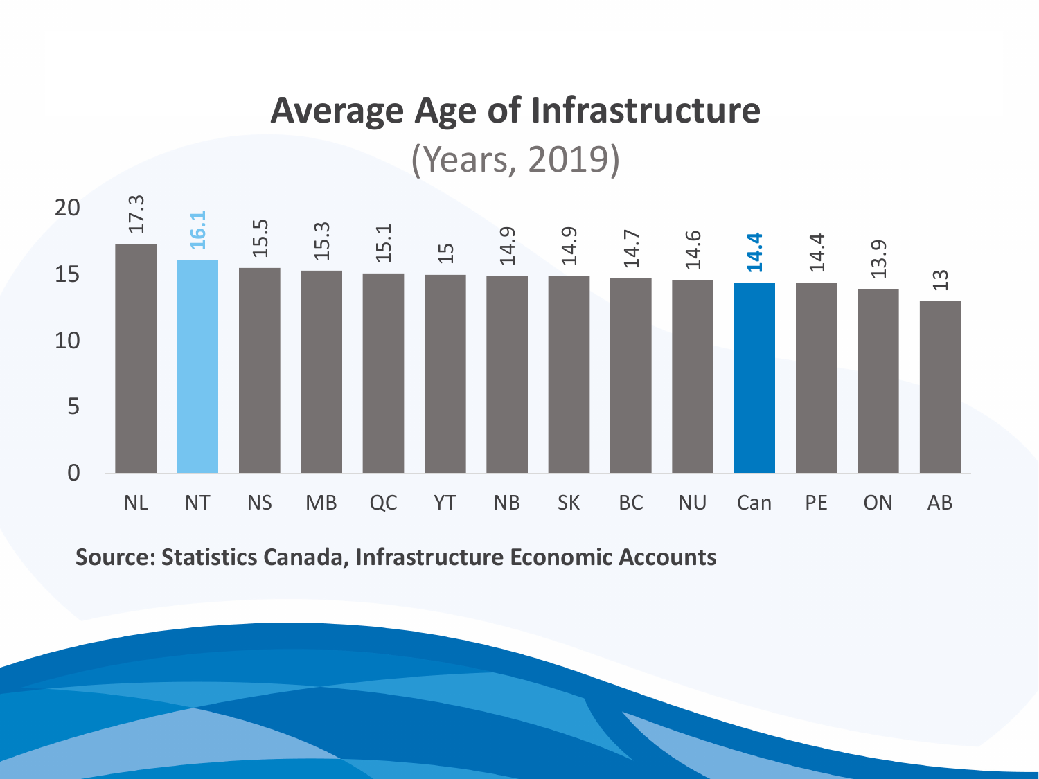# Average Age of Infrastructure

(Years, 2019)

| Region | Average Age (Years) |
|---|---|
| NL | 17.3 |
| NT | 16.1 |
| NS | 15.5 |
| MB | 15.3 |
| QC | 15.1 |
| YT | 15 |
| NB | 14.9 |
| SK | 14.9 |
| BC | 14.7 |
| NU | 14.6 |
| Can | 14.4 |
| PE | 14.4 |
| ON | 13.9 |
| AB | 13 |

**Source: Statistics Canada, Infrastructure Economic Accounts**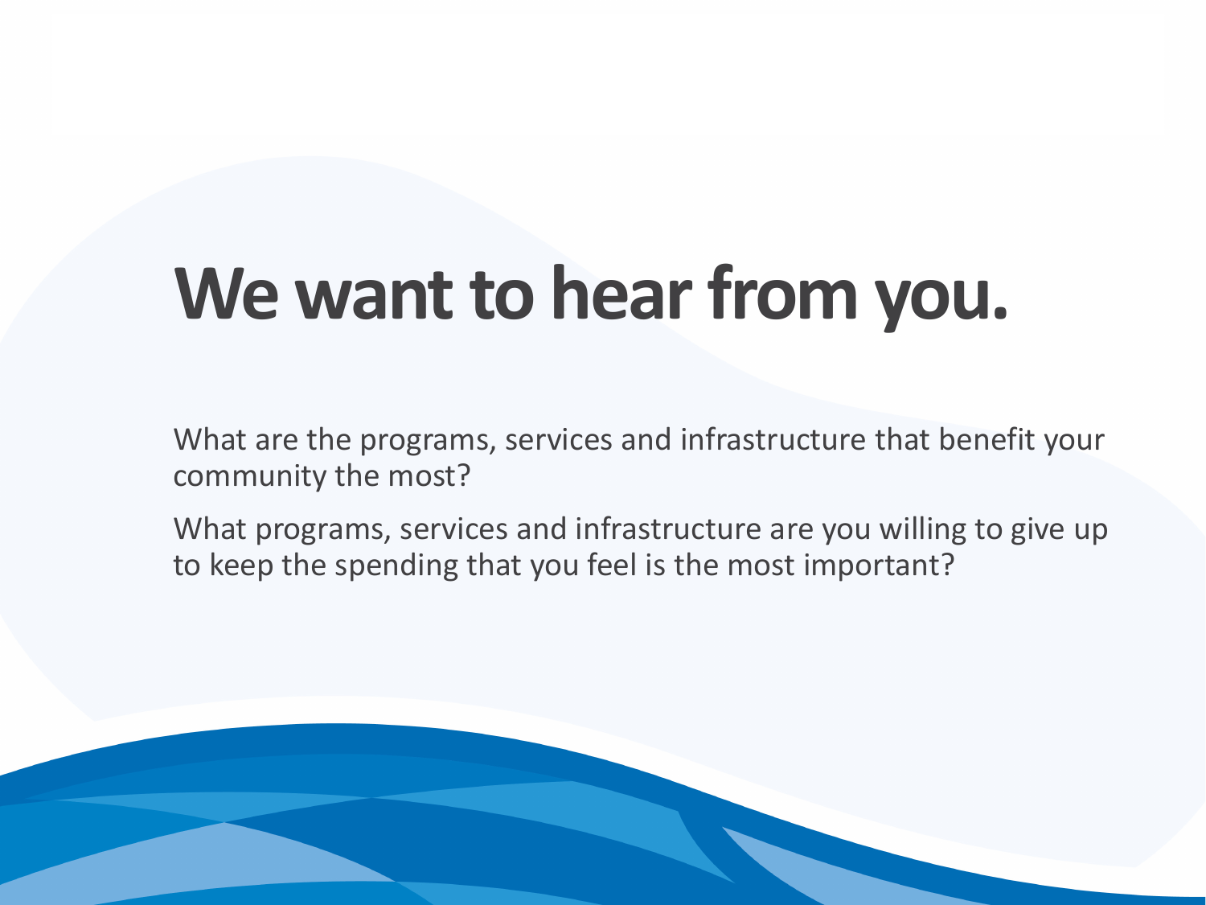# We want to hear from you.

What are the programs, services and infrastructure that benefit your community the most?

What programs, services and infrastructure are you willing to give up to keep the spending that you feel is the most important?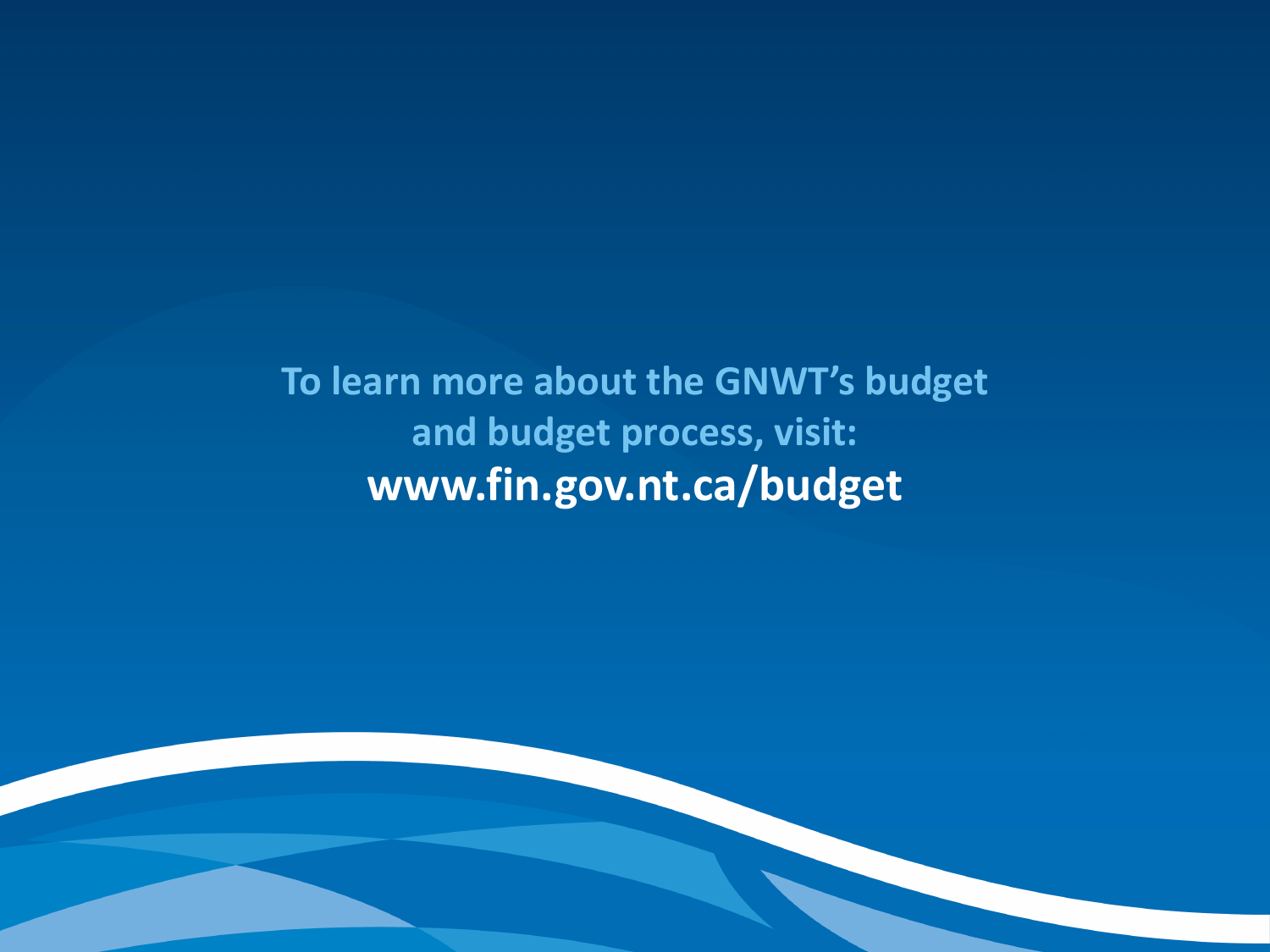**To learn more about the GNWT's budget and budget process, visit:**

**www.fin.gov.nt.ca/budget**